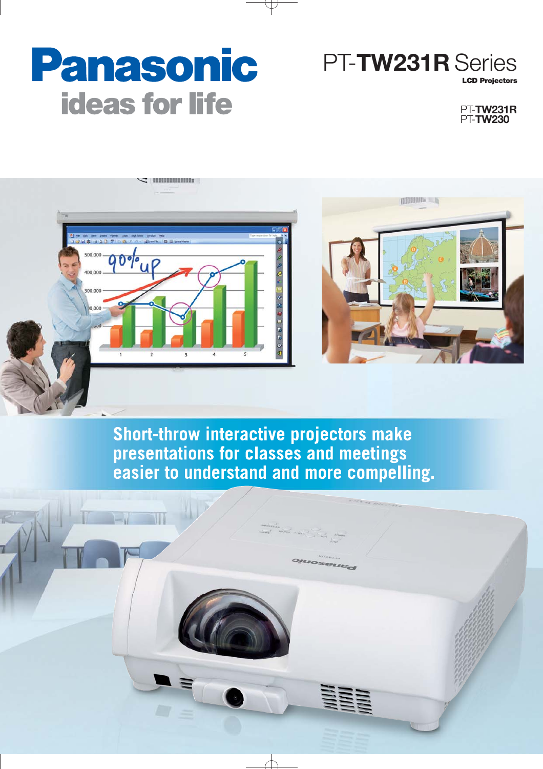# Panasonic

ideas for life

## PT-TW231R Series

LCD Projectors

PT-TW231R
PT-TW230

**Short-throw interactive projectors make presentations for classes and meetings easier to understand and more compelling.**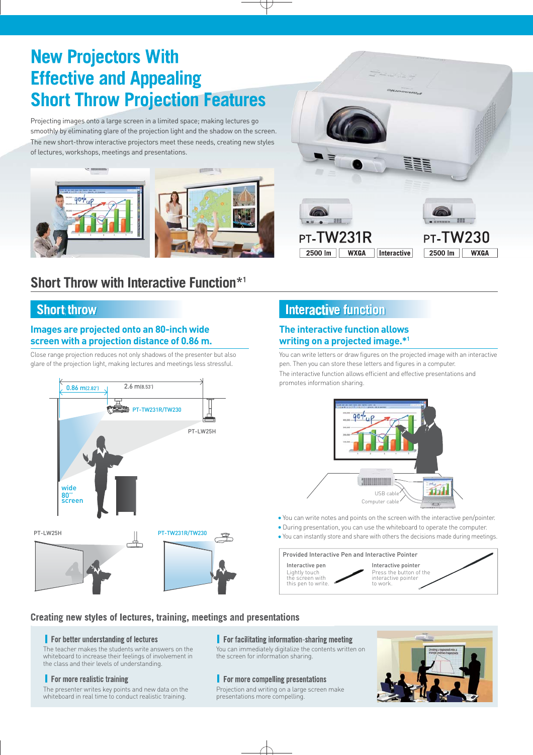# New Projectors With Effective and Appealing Short Throw Projection Features

Projecting images onto a large screen in a limited space; making lectures go smoothly by eliminating glare of the projection light and the shadow on the screen. The new short-throw interactive projectors meet these needs, creating new styles of lectures, workshops, meetings and presentations.

**PT-TW231R**

| 2500 lm | WXGA | Interactive |
|---|---|---|

**PT-TW230**

| 2500 lm | WXGA |
|---|---|

## Short Throw with Interactive Function*[1]

### Short throw

#### Images are projected onto an 80-inch wide screen with a projection distance of 0.86 m.

Close range projection reduces not only shadows of the presenter but also glare of the projection light, making lectures and meetings less stressful.

0.86 m(2.82') 2.6 m(8.53')

PT-TW231R/TW230

PT-LW25H

wide 80" screen

PT-LW25H

PT-TW231R/TW230

### Interactive function

#### The interactive function allows writing on a projected image.*[1]

You can write letters or draw figures on the projected image with an interactive pen. Then you can store these letters and figures in a computer.

The interactive function allows efficient and effective presentations and promotes information sharing.

USB cable

Computer cable

- You can write notes and points on the screen with the interactive pen/pointer.
- During presentation, you can use the whiteboard to operate the computer.
- You can instantly store and share with others the decisions made during meetings.

**Provided Interactive Pen and Interactive Pointer**

**Interactive pen**
Lightly touch the screen with this pen to write.

**Interactive pointer**
Press the button of the interactive pointer to work.

## Creating new styles of lectures, training, meetings and presentations

**For better understanding of lectures**
The teacher makes the students write answers on the whiteboard to increase their feelings of involvement in the class and their levels of understanding.

**For more realistic training**
The presenter writes key points and new data on the whiteboard in real time to conduct realistic training.

**For facilitating information-sharing meeting**
You can immediately digitalize the contents written on the screen for information sharing.

**For more compelling presentations**
Projection and writing on a large screen make presentations more compelling.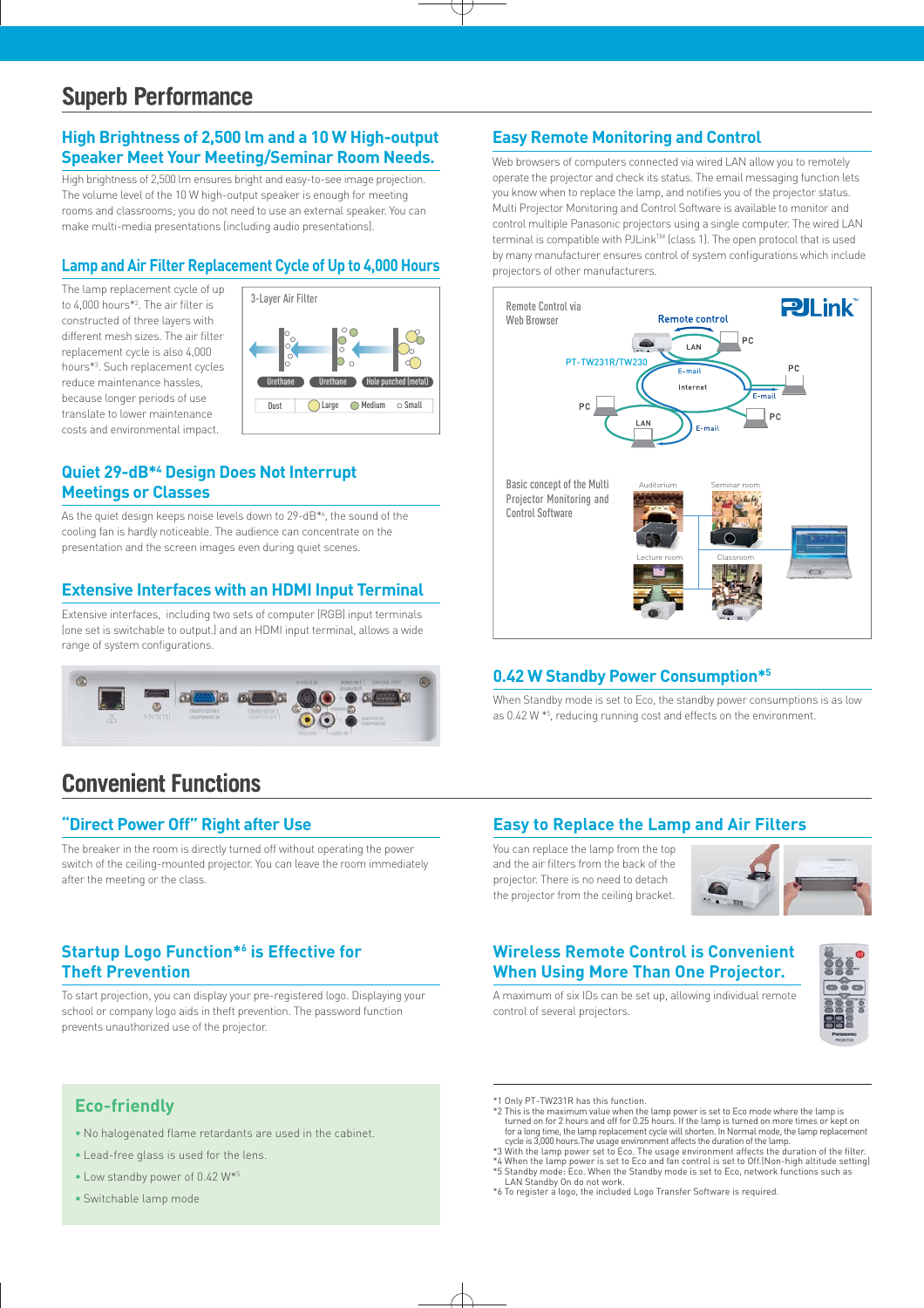# Superb Performance

## High Brightness of 2,500 lm and a 10 W High-output Speaker Meet Your Meeting/Seminar Room Needs.

High brightness of 2,500 lm ensures bright and easy-to-see image projection. The volume level of the 10 W high-output speaker is enough for meeting rooms and classrooms; you do not need to use an external speaker. You can make multi-media presentations (including audio presentations).

## Lamp and Air Filter Replacement Cycle of Up to 4,000 Hours

The lamp replacement cycle of up to 4,000 hours*2. The air filter is constructed of three layers with different mesh sizes. The air filter replacement cycle is also 4,000 hours*3. Such replacement cycles reduce maintenance hassles, because longer periods of use translate to lower maintenance costs and environmental impact.

3-Layer Air Filter

Urethane
Urethane
Hole punched (metal)
Dust
Large
Medium
Small

## Quiet 29-dB*4 Design Does Not Interrupt Meetings or Classes

As the quiet design keeps noise levels down to 29-dB*4, the sound of the cooling fan is hardly noticeable. The audience can concentrate on the presentation and the screen images even during quiet scenes.

## Extensive Interfaces with an HDMI Input Terminal

Extensive interfaces, including two sets of computer (RGB) input terminals (one set is switchable to output.) and an HDMI input terminal, allows a wide range of system configurations.

## Easy Remote Monitoring and Control

Web browsers of computers connected via wired LAN allow you to remotely operate the projector and check its status. The email messaging function lets you know when to replace the lamp, and notifies you of the projector status. Multi Projector Monitoring and Control Software is available to monitor and control multiple Panasonic projectors using a single computer. The wired LAN terminal is compatible with PJLink™ (class 1). The open protocol that is used by many manufacturer ensures control of system configurations which include projectors of other manufacturers.

Remote Control via Web Browser

PJLink

Remote control
PT-TW231R/TW230
LAN
PC
E-mail
Internet
PC
E-mail
PC
LAN
E-mail
PC

Basic concept of the Multi Projector Monitoring and Control Software

Auditorium
Seminar room
Lecture room
Classroom

## 0.42 W Standby Power Consumption*5

When Standby mode is set to Eco, the standby power consumptions is as low as 0.42 W *5, reducing running cost and effects on the environment.

# Convenient Functions

## "Direct Power Off" Right after Use

The breaker in the room is directly turned off without operating the power switch of the ceiling-mounted projector. You can leave the room immediately after the meeting or the class.

## Startup Logo Function*6 is Effective for Theft Prevention

To start projection, you can display your pre-registered logo. Displaying your school or company logo aids in theft prevention. The password function prevents unauthorized use of the projector.

## Easy to Replace the Lamp and Air Filters

You can replace the lamp from the top and the air filters from the back of the projector. There is no need to detach the projector from the ceiling bracket.

## Wireless Remote Control is Convenient When Using More Than One Projector.

A maximum of six IDs can be set up, allowing individual remote control of several projectors.

## Eco-friendly

- No halogenated flame retardants are used in the cabinet.
- Lead-free glass is used for the lens.
- Low standby power of 0.42 W*5
- Switchable lamp mode

*1 Only PT-TW231R has this function.
*2 This is the maximum value when the lamp power is set to Eco mode where the lamp is turned on for 2 hours and off for 0.25 hours. If the lamp is turned on more times or kept on for a long time, the lamp replacement cycle will shorten. In Normal mode, the lamp replacement cycle is 3,000 hours.The usage environment affects the duration of the lamp.
*3 With the lamp power set to Eco. The usage environment affects the duration of the filter.
*4 When the lamp power is set to Eco and fan control is set to Off.(Non-high altitude setting)
*5 Standby mode: Eco. When the Standby mode is set to Eco, network functions such as LAN Standby On do not work.
*6 To register a logo, the included Logo Transfer Software is required.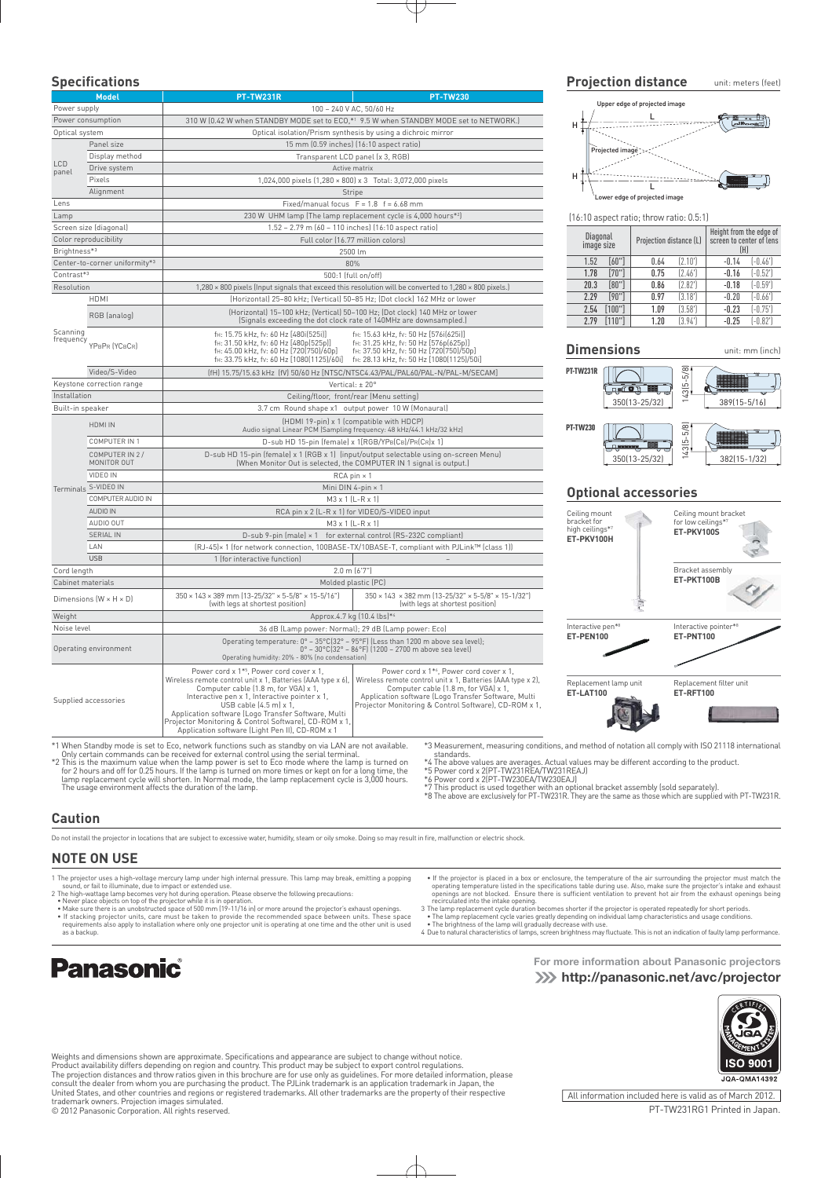## Specifications

| Model | | PT-TW231R | PT-TW230 |
|---|---|---|---|
| Power supply | | 100 – 240 V AC, 50/60 Hz | |
| Power consumption | | 310 W (0.42 W when STANDBY MODE set to ECO,*1 9.5 W when STANDBY MODE set to NETWORK.) | |
| Optical system | | Optical isolation/Prism synthesis by using a dichroic mirror | |
| LCD panel | Panel size | 15 mm (0.59 inches) (16:10 aspect ratio) | |
| | Display method | Transparent LCD panel (x 3, RGB) | |
| | Drive system | Active matrix | |
| | Pixels | 1,024,000 pixels (1,280 × 800) x 3 Total: 3,072,000 pixels | |
| | Alignment | Stripe | |
| Lens | | Fixed/manual focus F = 1.8 f = 6.68 mm | |
| Lamp | | 230 W UHM lamp (The lamp replacement cycle is 4,000 hours*2) | |
| Screen size (diagonal) | | 1.52 – 2.79 m (60 – 110 inches) (16:10 aspect ratio) | |
| Color reproducibility | | Full color (16.77 million colors) | |
| Brightness*3 | | 2500 lm | |
| Center-to-corner uniformity*3 | | 80% | |
| Contrast*3 | | 500:1 (full on/off) | |
| Resolution | | 1,280 × 800 pixels (Input signals that exceed this resolution will be converted to 1,280 × 800 pixels.) | |
| Scanning frequency | HDMI | (Horizontal) 25–80 kHz; (Vertical) 50–85 Hz; (Dot clock) 162 MHz or lower | |
| | RGB (analog) | (Horizontal) 15–100 kHz; (Vertical) 50–100 Hz; (Dot clock) 140 MHz or lower (Signals exceeding the dot clock rate of 140MHz are downsampled.) | |
| | YPBPR (YCBCR) | fH: 15.75 kHz, fV: 60 Hz [480i(525i)] fH: 31.50 kHz, fV: 60 Hz [480p(525p)] fH: 45.00 kHz, fV: 60 Hz [720(750)/60p] fH: 33.75 kHz, fV: 60 Hz [1080(1125)/60i] | fH: 15.63 kHz, fV: 50 Hz [576i(625i)] fH: 31.25 kHz, fV: 50 Hz [576p(625p)] fH: 37.50 kHz, fV: 50 Hz [720(750)/50p] fH: 28.13 kHz, fV: 50 Hz [1080(1125)/50i] |
| | Video/S-Video | (fH) 15.75/15.63 kHz (fV) 50/60 Hz [NTSC/NTSC4.43/PAL/PAL60/PAL-N/PAL-M/SECAM] | |
| Keystone correction range | | Vertical: ± 20° | |
| Installation | | Ceiling/floor, front/rear (Menu setting) | |
| Built-in speaker | | 3.7 cm Round shape x1 output power 10 W (Monaural) | |
| Terminals | HDMI IN | (HDMI 19-pin) x 1 (compatible with HDCP) Audio signal Linear PCM (Sampling frequency: 48 kHz/44.1 kHz/32 kHz) | |
| | COMPUTER IN 1 | D-sub HD 15-pin (female) x 1[RGB/YPB(CB)/PR(CR)x 1] | |
| | COMPUTER IN 2 / MONITOR OUT | D-sub HD 15-pin (female) x 1 [RGB x 1] (input/output selectable using on-screen Menu) (When Monitor Out is selected, the COMPUTER IN 1 signal is output.) | |
| | VIDEO IN | RCA pin × 1 | |
| | S-VIDEO IN | Mini DIN 4-pin × 1 | |
| | COMPUTER AUDIO IN | M3 x 1 (L-R x 1) | |
| | AUDIO IN | RCA pin x 2 (L-R x 1) for VIDEO/S-VIDEO input | |
| | AUDIO OUT | M3 x 1 (L-R x 1) | |
| | SERIAL IN | D-sub 9-pin (male) × 1 for external control (RS-232C compliant) | |
| | LAN | (RJ-45)× 1 (for network connection, 100BASE-TX/10BASE-T, compliant with PJLink™ (class 1)) | |
| | USB | 1 (for interactive function) | – |
| Cord length | | 2.0 m (6'7") | |
| Cabinet materials | | Molded plastic (PC) | |
| Dimensions (W × H × D) | | 350 × 143 × 389 mm (13-25/32" × 5-5/8" × 15-5/16") (with legs at shortest position) | 350 × 143 × 382 mm (13-25/32" × 5-5/8" × 15-1/32") (with legs at shortest position) |
| Weight | | Approx.4.7 kg (10.4 lbs)*4 | |
| Noise level | | 36 dB (Lamp power: Normal); 29 dB (Lamp power: Eco) | |
| Operating environment | | Operating temperature: 0° – 35°C(32° – 95°F) (Less than 1200 m above sea level); 0° – 30°C(32° – 86°F) (1200 – 2700 m above sea level) Operating humidity: 20% - 80% (no condensation) | |
| Supplied accessories | | Power cord x 1*5, Power cord cover x 1, Wireless remote control unit x 1, Batteries (AAA type x 6), Computer cable (1.8 m, for VGA) x 1, Interactive pen x 1, Interactive pointer x 1, USB cable (4.5 m) x 1, Application software (Logo Transfer Software, Multi Projector Monitoring & Control Software), CD-ROM x 1, Application software (Light Pen II), CD-ROM x 1 | Power cord x 1*6, Power cord cover x 1, Wireless remote control unit x 1, Batteries (AAA type x 2), Computer cable (1.8 m, for VGA) x 1, Application software (Logo Transfer Software, Multi Projector Monitoring & Control Software), CD-ROM x 1, |

*1 When Standby mode is set to Eco, network functions such as standby on via LAN are not available. Only certain commands can be received for external control using the serial terminal.
*2 This is the maximum value when the lamp power is set to Eco mode where the lamp is turned on for 2 hours and off for 0.25 hours. If the lamp is turned on more times or kept on for a long time, the lamp replacement cycle will shorten. In Normal mode, the lamp replacement cycle is 3,000 hours. The usage environment affects the duration of the lamp.
*3 Measurement, measuring conditions, and method of notation all comply with ISO 21118 international standards.
*4 The above values are averages. Actual values may be different according to the product.
*5 Power cord x 2(PT-TW231REA/TW231REAJ)
*6 Power cord x 2(PT-TW230EA/TW230EAJ)
*7 This product is used together with an optional bracket assembly (sold separately).
*8 The above are exclusively for PT-TW231R. They are the same as those which are supplied with PT-TW231R.

## Projection distance

unit: meters (feet)

Upper edge of projected image
L
H
Projected image
H
L
Lower edge of projected image

(16:10 aspect ratio; throw ratio: 0.5:1)

| Diagonal image size | | Projection distance (L) | | Height from the edge of screen to center of lens (H) | |
|---|---|---|---|---|---|
| 1.52 | (60") | 0.64 | (2.10') | -0.14 | (-0.46') |
| 1.78 | (70") | 0.75 | (2.46') | -0.16 | (-0.52') |
| 20.3 | (80") | 0.86 | (2.82') | -0.18 | (-0.59') |
| 2.29 | (90") | 0.97 | (3.18') | -0.20 | (-0.66') |
| 2.54 | (100") | 1.09 | (3.58') | -0.23 | (-0.75') |
| 2.79 | (110") | 1.20 | (3.94') | -0.25 | (-0.82') |

## Dimensions

unit: mm (inch)

PT-TW231R
350(13-25/32)
143(5-5/8)
389(15-5/16)

PT-TW230
350(13-25/32)
143(5-5/8)
382(15-1/32)

## Optional accessories

Ceiling mount bracket for high ceilings*7
**ET-PKV100H**

Ceiling mount bracket for low ceilings*7
**ET-PKV100S**

Bracket assembly
**ET-PKT100B**

Interactive pen*8
**ET-PEN100**

Interactive pointer*8
**ET-PNT100**

Replacement lamp unit
**ET-LAT100**

Replacement filter unit
**ET-RFT100**

## Caution

Do not install the projector in locations that are subject to excessive water, humidity, steam or oily smoke. Doing so may result in fire, malfunction or electric shock.

## NOTE ON USE

1 The projector uses a high-voltage mercury lamp under high internal pressure. This lamp may break, emitting a popping sound, or fail to illuminate, due to impact or extended use.
2 The high-wattage lamp becomes very hot during operation. Please observe the following precautions:
  • Never place objects on top of the projector while it is in operation.
  • Make sure that there is an unobstructed space of 500 mm (19-11/16 in) or more around the projector's exhaust openings.
  • If stacking projector units, care must be taken to provide the recommended space between units. These space requirements also apply to installation where only one projector unit is operating at one time and the other unit is used as a backup.
  • If the projector is placed in a box or enclosure, the temperature of the air surrounding the projector must match the operating temperature listed in the specifications table during use. Also, make sure the projector's intake and exhaust openings are not blocked. Ensure there is sufficient ventilation to prevent hot air from the exhaust openings being recirculated into the intake opening.
3 The lamp replacement cycle duration becomes shorter if the projector is operated repeatedly for short periods.
  • The lamp replacement cycle varies greatly depending on individual lamp characteristics and usage conditions.
  • The brightness of the lamp will gradually decrease with use.
4 Due to natural characteristics of lamps, screen brightness may fluctuate. This is not an indication of faulty lamp performance.

**Panasonic**

For more information about Panasonic projectors
**http://panasonic.net/avc/projector**

ISO 9001
JQA-QMA14392

Weights and dimensions shown are approximate. Specifications and appearance are subject to change without notice.
Product availability differs depending on region and country. This product may be subject to export control regulations.
The projection distances and throw ratios given in this brochure are for use only as guidelines. For more detailed information, please consult the dealer from whom you are purchasing the product. The PJLink trademark is an application trademark in Japan, the United States, and other countries and regions or registered trademarks. All other trademarks are the property of their respective trademark owners. Projection images simulated.
© 2012 Panasonic Corporation. All rights reserved.

All information included here is valid as of March 2012.
PT-TW231RG1 Printed in Japan.